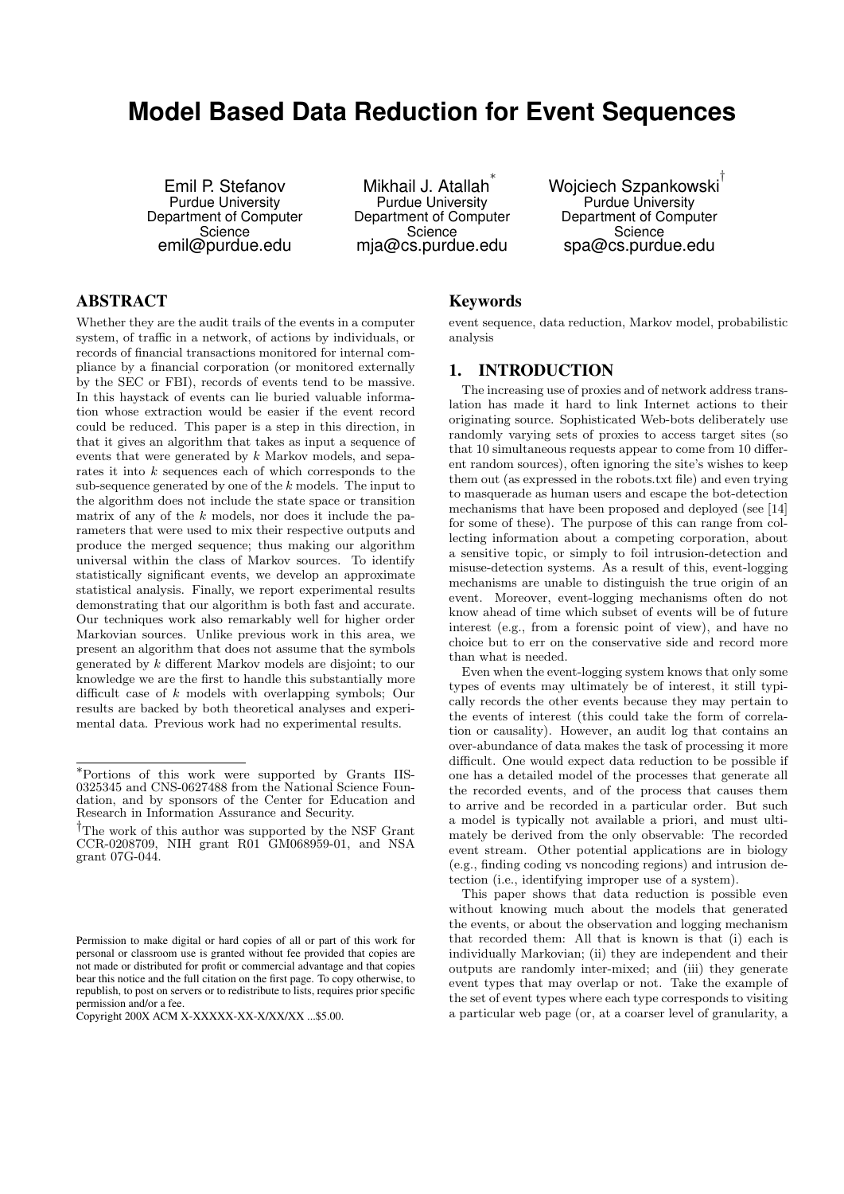# Model Based Data Reduction for Event Sequences

Emil P. Stefanov
Purdue University
Department of Computer Science
emil@purdue.edu

Mikhail J. Atallah[*]
Purdue University
Department of Computer Science
mja@cs.purdue.edu

Wojciech Szpankowski[†]
Purdue University
Department of Computer Science
spa@cs.purdue.edu

## ABSTRACT

Whether they are the audit trails of the events in a computer system, of traffic in a network, of actions by individuals, or records of financial transactions monitored for internal compliance by a financial corporation (or monitored externally by the SEC or FBI), records of events tend to be massive. In this haystack of events can lie buried valuable information whose extraction would be easier if the event record could be reduced. This paper is a step in this direction, in that it gives an algorithm that takes as input a sequence of events that were generated by $k$ Markov models, and separates it into $k$ sequences each of which corresponds to the sub-sequence generated by one of the $k$ models. The input to the algorithm does not include the state space or transition matrix of any of the $k$ models, nor does it include the parameters that were used to mix their respective outputs and produce the merged sequence; thus making our algorithm universal within the class of Markov sources. To identify statistically significant events, we develop an approximate statistical analysis. Finally, we report experimental results demonstrating that our algorithm is both fast and accurate. Our techniques work also remarkably well for higher order Markovian sources. Unlike previous work in this area, we present an algorithm that does not assume that the symbols generated by $k$ different Markov models are disjoint; to our knowledge we are the first to handle this substantially more difficult case of $k$ models with overlapping symbols; Our results are backed by both theoretical analyses and experimental data. Previous work had no experimental results.

[*]Portions of this work were supported by Grants IIS-0325345 and CNS-0627488 from the National Science Foundation, and by sponsors of the Center for Education and Research in Information Assurance and Security.

[†]The work of this author was supported by the NSF Grant CCR-0208709, NIH grant R01 GM068959-01, and NSA grant 07G-044.

Permission to make digital or hard copies of all or part of this work for personal or classroom use is granted without fee provided that copies are not made or distributed for profit or commercial advantage and that copies bear this notice and the full citation on the first page. To copy otherwise, to republish, to post on servers or to redistribute to lists, requires prior specific permission and/or a fee.
Copyright 200X ACM X-XXXXX-XX-X/XX/XX ...$5.00.

## Keywords

event sequence, data reduction, Markov model, probabilistic analysis

## 1. INTRODUCTION

The increasing use of proxies and of network address translation has made it hard to link Internet actions to their originating source. Sophisticated Web-bots deliberately use randomly varying sets of proxies to access target sites (so that 10 simultaneous requests appear to come from 10 different random sources), often ignoring the site's wishes to keep them out (as expressed in the robots.txt file) and even trying to masquerade as human users and escape the bot-detection mechanisms that have been proposed and deployed (see [14] for some of these). The purpose of this can range from collecting information about a competing corporation, about a sensitive topic, or simply to foil intrusion-detection and misuse-detection systems. As a result of this, event-logging mechanisms are unable to distinguish the true origin of an event. Moreover, event-logging mechanisms often do not know ahead of time which subset of events will be of future interest (e.g., from a forensic point of view), and have no choice but to err on the conservative side and record more than what is needed.

Even when the event-logging system knows that only some types of events may ultimately be of interest, it still typically records the other events because they may pertain to the events of interest (this could take the form of correlation or causality). However, an audit log that contains an over-abundance of data makes the task of processing it more difficult. One would expect data reduction to be possible if one has a detailed model of the processes that generate all the recorded events, and of the process that causes them to arrive and be recorded in a particular order. But such a model is typically not available a priori, and must ultimately be derived from the only observable: The recorded event stream. Other potential applications are in biology (e.g., finding coding vs noncoding regions) and intrusion detection (i.e., identifying improper use of a system).

This paper shows that data reduction is possible even without knowing much about the models that generated the events, or about the observation and logging mechanism that recorded them: All that is known is that (i) each is individually Markovian; (ii) they are independent and their outputs are randomly inter-mixed; and (iii) they generate event types that may overlap or not. Take the example of the set of event types where each type corresponds to visiting a particular web page (or, at a coarser level of granularity, a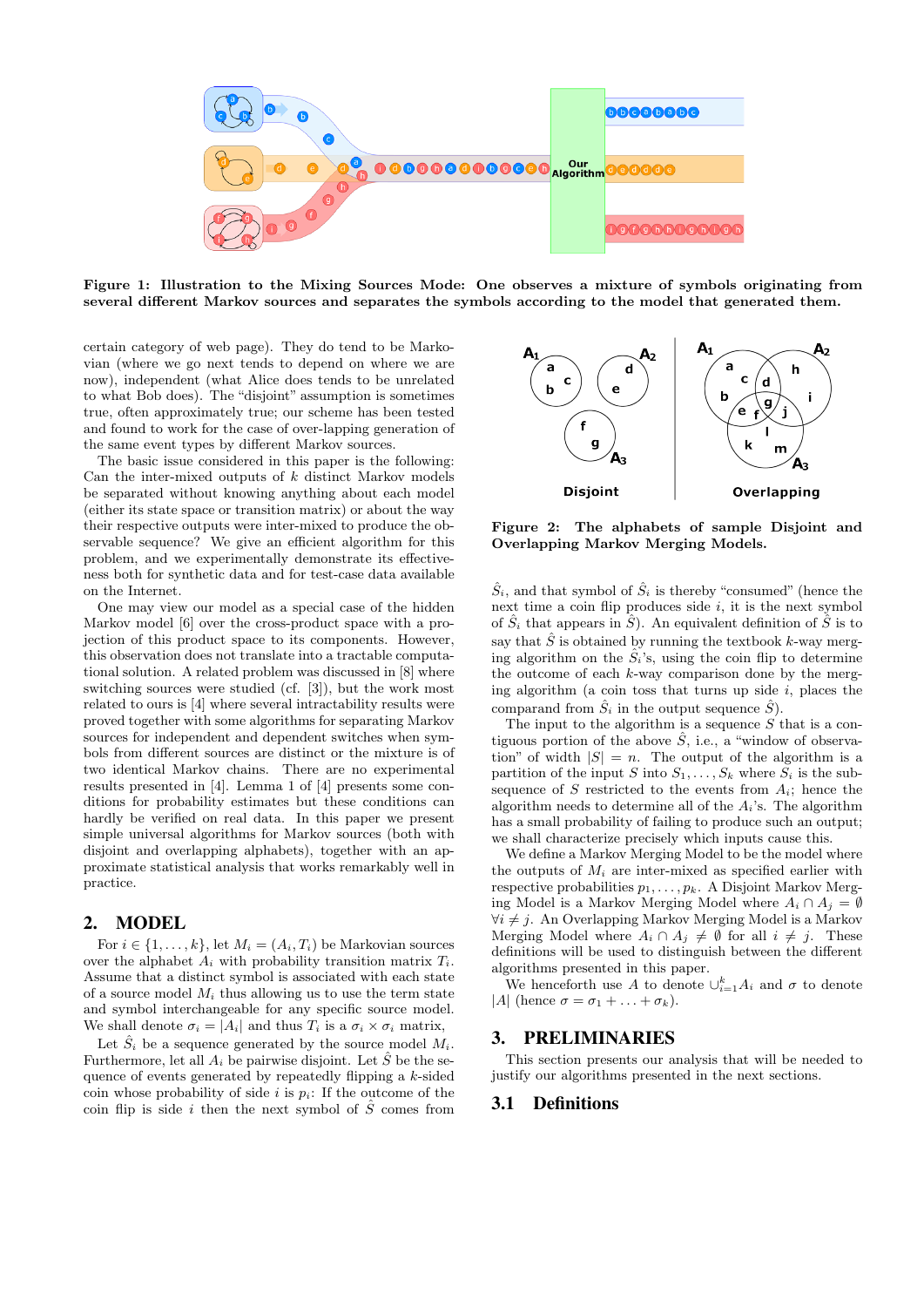**Figure 1: Illustration to the Mixing Sources Mode: One observes a mixture of symbols originating from several different Markov sources and separates the symbols according to the model that generated them.**

certain category of web page). They do tend to be Markovian (where we go next tends to depend on where we are now), independent (what Alice does tends to be unrelated to what Bob does). The "disjoint" assumption is sometimes true, often approximately true; our scheme has been tested and found to work for the case of over-lapping generation of the same event types by different Markov sources.

The basic issue considered in this paper is the following: Can the inter-mixed outputs of $k$ distinct Markov models be separated without knowing anything about each model (either its state space or transition matrix) or about the way their respective outputs were inter-mixed to produce the observable sequence? We give an efficient algorithm for this problem, and we experimentally demonstrate its effectiveness both for synthetic data and for test-case data available on the Internet.

One may view our model as a special case of the hidden Markov model [6] over the cross-product space with a projection of this product space to its components. However, this observation does not translate into a tractable computational solution. A related problem was discussed in [8] where switching sources were studied (cf. [3]), but the work most related to ours is [4] where several intractability results were proved together with some algorithms for separating Markov sources for independent and dependent switches when symbols from different sources are distinct or the mixture is of two identical Markov chains. There are no experimental results presented in [4]. Lemma 1 of [4] presents some conditions for probability estimates but these conditions can hardly be verified on real data. In this paper we present simple universal algorithms for Markov sources (both with disjoint and overlapping alphabets), together with an approximate statistical analysis that works remarkably well in practice.

## 2. MODEL

For $i \in \{1, \ldots, k\}$, let $M_i = (A_i, T_i)$ be Markovian sources over the alphabet $A_i$ with probability transition matrix $T_i$. Assume that a distinct symbol is associated with each state of a source model $M_i$ thus allowing us to use the term state and symbol interchangeable for any specific source model. We shall denote $\sigma_i = |A_i|$ and thus $T_i$ is a $\sigma_i \times \sigma_i$ matrix,

Let $\hat{S}_i$ be a sequence generated by the source model $M_i$. Furthermore, let all $A_i$ be pairwise disjoint. Let $\hat{S}$ be the sequence of events generated by repeatedly flipping a $k$-sided coin whose probability of side $i$ is $p_i$: If the outcome of the coin flip is side $i$ then the next symbol of $\hat{S}$ comes from

**Figure 2: The alphabets of sample Disjoint and Overlapping Markov Merging Models.**

$\hat{S}_i$, and that symbol of $\hat{S}_i$ is thereby "consumed" (hence the next time a coin flip produces side $i$, it is the next symbol of $\hat{S}_i$ that appears in $\hat{S}$). An equivalent definition of $\hat{S}$ is to say that $\hat{S}$ is obtained by running the textbook $k$-way merging algorithm on the $\hat{S}_i$'s, using the coin flip to determine the outcome of each $k$-way comparison done by the merging algorithm (a coin toss that turns up side $i$, places the comparand from $\hat{S}_i$ in the output sequence $\hat{S}$).

The input to the algorithm is a sequence $S$ that is a contiguous portion of the above $\hat{S}$, i.e., a "window of observation" of width $|S| = n$. The output of the algorithm is a partition of the input $S$ into $S_1, \ldots, S_k$ where $S_i$ is the subsequence of $S$ restricted to the events from $A_i$; hence the algorithm needs to determine all of the $A_i$'s. The algorithm has a small probability of failing to produce such an output; we shall characterize precisely which inputs cause this.

We define a Markov Merging Model to be the model where the outputs of $M_i$ are inter-mixed as specified earlier with respective probabilities $p_1, \ldots, p_k$. A Disjoint Markov Merging Model is a Markov Merging Model where $A_i \cap A_j = \emptyset$ $\forall i \neq j$. An Overlapping Markov Merging Model is a Markov Merging Model where $A_i \cap A_j \neq \emptyset$ for all $i \neq j$. These definitions will be used to distinguish between the different algorithms presented in this paper.

We henceforth use $A$ to denote $\cup_{i=1}^{k} A_i$ and $\sigma$ to denote $|A|$ (hence $\sigma = \sigma_1 + \ldots + \sigma_k$).

## 3. PRELIMINARIES

This section presents our analysis that will be needed to justify our algorithms presented in the next sections.

### 3.1 Definitions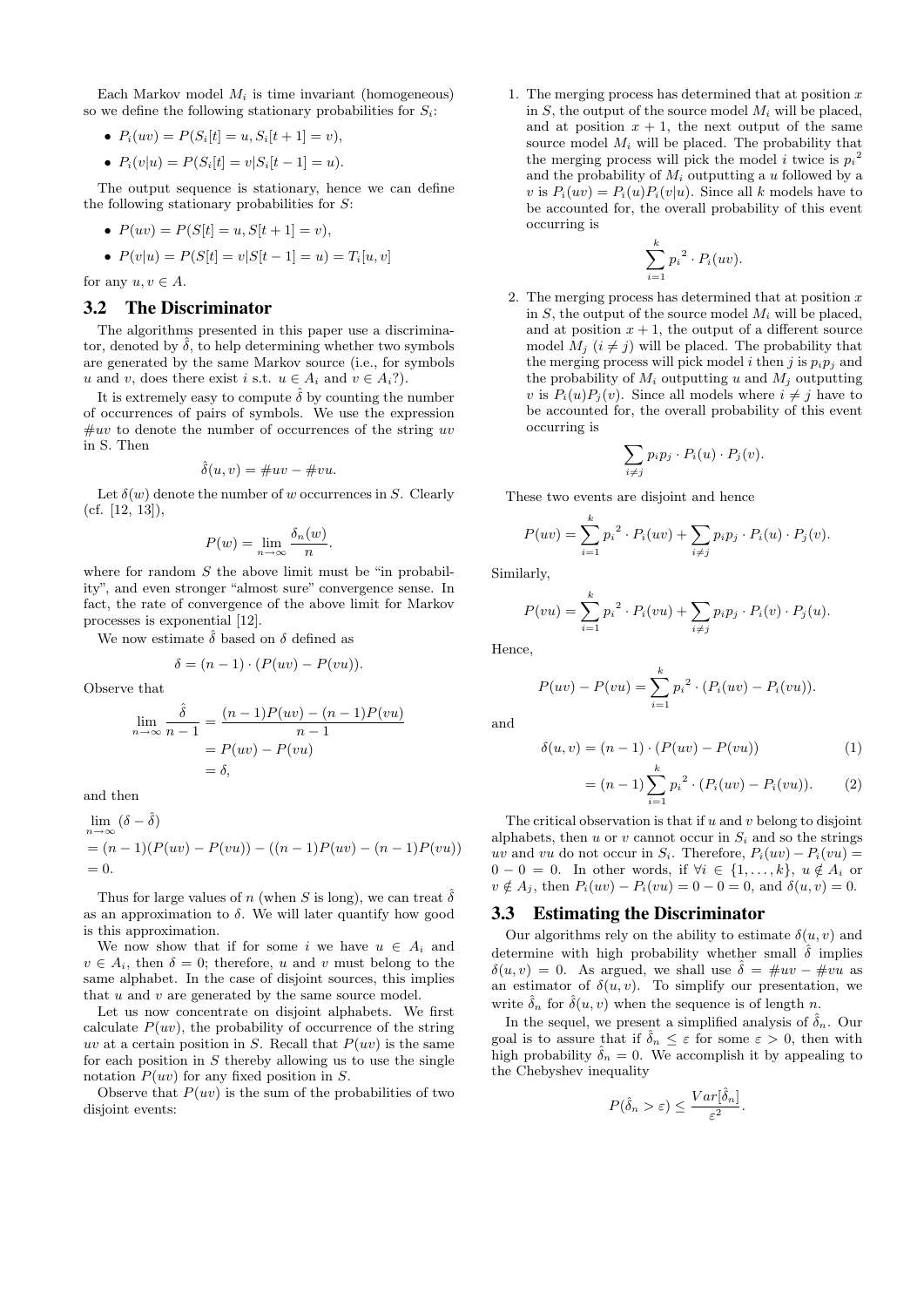Each Markov model $M_i$ is time invariant (homogeneous) so we define the following stationary probabilities for $S_i$:

- $P_i(uv) = P(S_i[t] = u, S_i[t+1] = v)$,
- $P_i(v|u) = P(S_i[t] = v | S_i[t-1] = u)$.

The output sequence is stationary, hence we can define the following stationary probabilities for $S$:

- $P(uv) = P(S[t] = u, S[t+1] = v)$,
- $P(v|u) = P(S[t] = v | S[t-1] = u) = T_i[u, v]$

for any $u, v \in A$.

## 3.2 The Discriminator

The algorithms presented in this paper use a discriminator, denoted by $\hat{\delta}$, to help determining whether two symbols are generated by the same Markov source (i.e., for symbols $u$ and $v$, does there exist $i$ s.t. $u \in A_i$ and $v \in A_i$?).

It is extremely easy to compute $\hat{\delta}$ by counting the number of occurrences of pairs of symbols. We use the expression $\#uv$ to denote the number of occurrences of the string $uv$ in S. Then

$$\hat{\delta}(u, v) = \#uv - \#vu.$$

Let $\delta(w)$ denote the number of $w$ occurrences in $S$. Clearly (cf. [12, 13]),

$$P(w) = \lim_{n\to\infty} \frac{\delta_n(w)}{n}.$$

where for random $S$ the above limit must be "in probability", and even stronger "almost sure" convergence sense. In fact, the rate of convergence of the above limit for Markov processes is exponential [12].

We now estimate $\hat{\delta}$ based on $\delta$ defined as

$$\delta = (n-1) \cdot (P(uv) - P(vu)).$$

Observe that

$$\begin{aligned}
\lim_{n\to\infty} \frac{\hat{\delta}}{n-1} &= \frac{(n-1)P(uv) - (n-1)P(vu)}{n-1} \\
&= P(uv) - P(vu) \\
&= \delta,
\end{aligned}$$

and then

$$\begin{aligned}
&\lim_{n\to\infty} (\delta - \hat{\delta}) \\
&= (n-1)(P(uv) - P(vu)) - ((n-1)P(uv) - (n-1)P(vu)) \\
&= 0.
\end{aligned}$$

Thus for large values of $n$ (when $S$ is long), we can treat $\hat{\delta}$ as an approximation to $\delta$. We will later quantify how good is this approximation.

We now show that if for some $i$ we have $u \in A_i$ and $v \in A_i$, then $\delta = 0$; therefore, $u$ and $v$ must belong to the same alphabet. In the case of disjoint sources, this implies that $u$ and $v$ are generated by the same source model.

Let us now concentrate on disjoint alphabets. We first calculate $P(uv)$, the probability of occurrence of the string $uv$ at a certain position in $S$. Recall that $P(uv)$ is the same for each position in $S$ thereby allowing us to use the single notation $P(uv)$ for any fixed position in $S$.

Observe that $P(uv)$ is the sum of the probabilities of two disjoint events:

1. The merging process has determined that at position $x$ in $S$, the output of the source model $M_i$ will be placed, and at position $x+1$, the next output of the same source model $M_i$ will be placed. The probability that the merging process will pick the model $i$ twice is ${p_i}^2$ and the probability of $M_i$ outputting a $u$ followed by a $v$ is $P_i(uv) = P_i(u)P_i(v|u)$. Since all $k$ models have to be accounted for, the overall probability of this event occurring is
$$\sum_{i=1}^{k} {p_i}^2 \cdot P_i(uv).$$
2. The merging process has determined that at position $x$ in $S$, the output of the source model $M_i$ will be placed, and at position $x+1$, the output of a different source model $M_j$ $(i \neq j)$ will be placed. The probability that the merging process will pick model $i$ then $j$ is $p_i p_j$ and the probability of $M_i$ outputting $u$ and $M_j$ outputting $v$ is $P_i(u)P_j(v)$. Since all models where $i \neq j$ have to be accounted for, the overall probability of this event occurring is
$$\sum_{i\neq j} p_i p_j \cdot P_i(u) \cdot P_j(v).$$

These two events are disjoint and hence

$$P(uv) = \sum_{i=1}^{k} {p_i}^2 \cdot P_i(uv) + \sum_{i\neq j} p_i p_j \cdot P_i(u) \cdot P_j(v).$$

Similarly,

$$P(vu) = \sum_{i=1}^{k} {p_i}^2 \cdot P_i(vu) + \sum_{i\neq j} p_i p_j \cdot P_i(v) \cdot P_j(u).$$

Hence,

$$P(uv) - P(vu) = \sum_{i=1}^{k} {p_i}^2 \cdot (P_i(uv) - P_i(vu)).$$

and

$$\delta(u, v) = (n-1) \cdot (P(uv) - P(vu)) \tag{1}$$

$$= (n-1) \sum_{i=1}^{k} {p_i}^2 \cdot (P_i(uv) - P_i(vu)). \tag{2}$$

The critical observation is that if $u$ and $v$ belong to disjoint alphabets, then $u$ or $v$ cannot occur in $S_i$ and so the strings $uv$ and $vu$ do not occur in $S_i$. Therefore, $P_i(uv) - P_i(vu) = 0 - 0 = 0$. In other words, if $\forall i \in \{1, \ldots, k\}$, $u \notin A_i$ or $v \notin A_j$, then $P_i(uv) - P_i(vu) = 0 - 0 = 0$, and $\delta(u, v) = 0$.

## 3.3 Estimating the Discriminator

Our algorithms rely on the ability to estimate $\delta(u, v)$ and determine with high probability whether small $\hat{\delta}$ implies $\delta(u, v) = 0$. As argued, we shall use $\hat{\delta} = \#uv - \#vu$ as an estimator of $\delta(u, v)$. To simplify our presentation, we write $\hat{\delta}_n$ for $\hat{\delta}(u, v)$ when the sequence is of length $n$.

In the sequel, we present a simplified analysis of $\hat{\delta}_n$. Our goal is to assure that if $\hat{\delta}_n \leq \varepsilon$ for some $\varepsilon > 0$, then with high probability $\hat{\delta}_n = 0$. We accomplish it by appealing to the Chebyshev inequality

$$P(\hat{\delta}_n > \varepsilon) \leq \frac{Var[\hat{\delta}_n]}{\varepsilon^2}.$$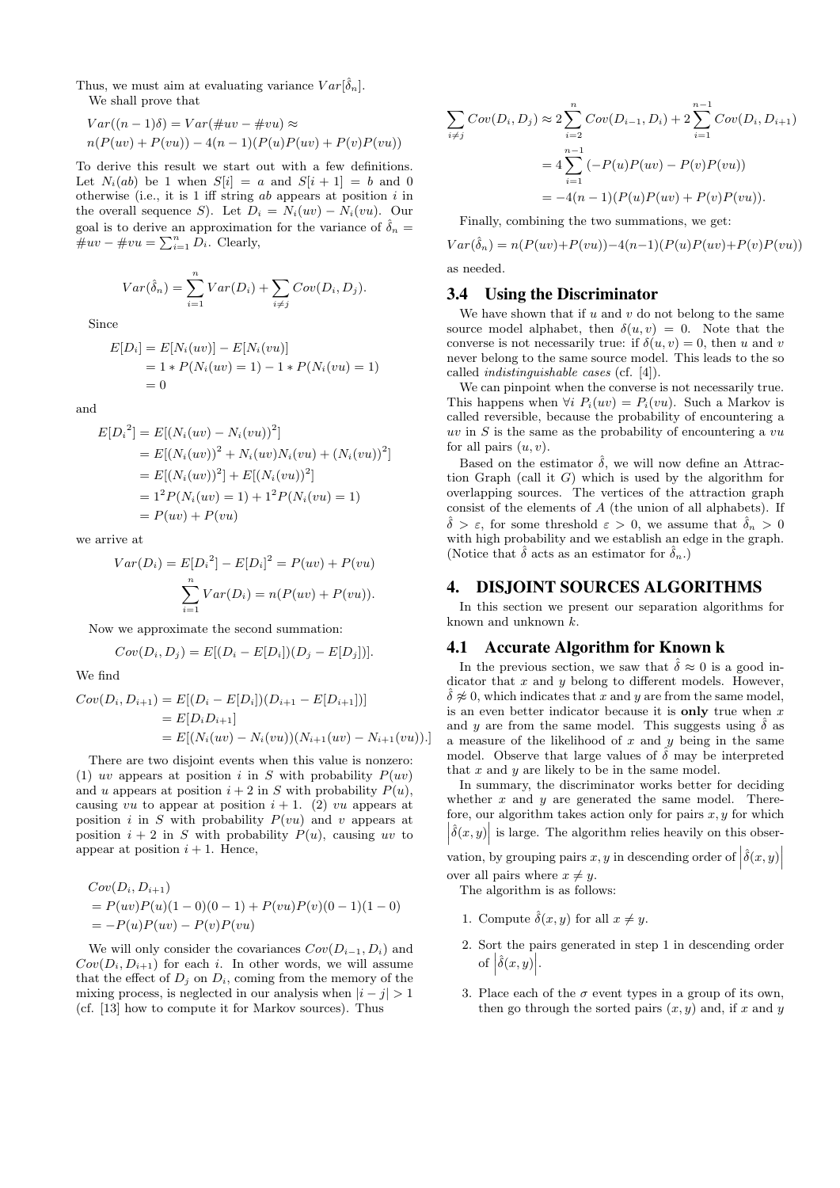Thus, we must aim at evaluating variance $Var[\hat{\delta}_n]$.

We shall prove that

$$
\begin{aligned}
&Var((n-1)\delta) = Var(\#uv - \#vu) \approx \\
&n(P(uv) + P(vu)) - 4(n-1)(P(u)P(uv) + P(v)P(vu))
\end{aligned}
$$

To derive this result we start out with a few definitions. Let $N_i(ab)$ be 1 when $S[i] = a$ and $S[i+1] = b$ and 0 otherwise (i.e., it is 1 iff string $ab$ appears at position $i$ in the overall sequence $S$). Let $D_i = N_i(uv) - N_i(vu)$. Our goal is to derive an approximation for the variance of $\hat{\delta}_n = \#uv - \#vu = \sum_{i=1}^{n} D_i$. Clearly,

$$
Var(\hat{\delta}_n) = \sum_{i=1}^{n} Var(D_i) + \sum_{i \neq j} Cov(D_i, D_j).
$$

Since

$$
\begin{aligned}
E[D_i] &= E[N_i(uv)] - E[N_i(vu)] \\
&= 1 * P(N_i(uv) = 1) - 1 * P(N_i(vu) = 1) \\
&= 0
\end{aligned}
$$

and

$$
\begin{aligned}
E[{D_i}^2] &= E[(N_i(uv) - N_i(vu))^2] \\
&= E[(N_i(uv))^2 + N_i(uv)N_i(vu) + (N_i(vu))^2] \\
&= E[(N_i(uv))^2] + E[(N_i(vu))^2] \\
&= 1^2 P(N_i(uv) = 1) + 1^2 P(N_i(vu) = 1) \\
&= P(uv) + P(vu)
\end{aligned}
$$

we arrive at

$$
Var(D_i) = E[{D_i}^2] - E[D_i]^2 = P(uv) + P(vu)
$$

$$
\sum_{i=1}^{n} Var(D_i) = n(P(uv) + P(vu)).
$$

Now we approximate the second summation:

$$
Cov(D_i, D_j) = E[(D_i - E[D_i])(D_j - E[D_j])].
$$

We find

$$
\begin{aligned}
Cov(D_i, D_{i+1}) &= E[(D_i - E[D_i])(D_{i+1} - E[D_{i+1}])] \\
&= E[D_i D_{i+1}] \\
&= E[(N_i(uv) - N_i(vu))(N_{i+1}(uv) - N_{i+1}(vu)).]
\end{aligned}
$$

There are two disjoint events when this value is nonzero: (1) $uv$ appears at position $i$ in $S$ with probability $P(uv)$ and $u$ appears at position $i+2$ in $S$ with probability $P(u)$, causing $vu$ to appear at position $i+1$. (2) $vu$ appears at position $i$ in $S$ with probability $P(vu)$ and $v$ appears at position $i+2$ in $S$ with probability $P(u)$, causing $uv$ to appear at position $i+1$. Hence,

$$
\begin{aligned}
&Cov(D_i, D_{i+1}) \\
&= P(uv)P(u)(1-0)(0-1) + P(vu)P(v)(0-1)(1-0) \\
&= -P(u)P(uv) - P(v)P(vu)
\end{aligned}
$$

We will only consider the covariances $Cov(D_{i-1}, D_i)$ and $Cov(D_i, D_{i+1})$ for each $i$. In other words, we will assume that the effect of $D_j$ on $D_i$, coming from the memory of the mixing process, is neglected in our analysis when $|i-j| > 1$ (cf. [13] how to compute it for Markov sources). Thus

$$
\begin{aligned}
\sum_{i \neq j} Cov(D_i, D_j) &\approx 2\sum_{i=2}^{n} Cov(D_{i-1}, D_i) + 2\sum_{i=1}^{n-1} Cov(D_i, D_{i+1}) \\
&= 4\sum_{i=1}^{n-1} (-P(u)P(uv) - P(v)P(vu)) \\
&= -4(n-1)(P(u)P(uv) + P(v)P(vu)).
\end{aligned}
$$

Finally, combining the two summations, we get:

$$
Var(\hat{\delta}_n) = n(P(uv)+P(vu)) - 4(n-1)(P(u)P(uv)+P(v)P(vu))
$$

as needed.

### 3.4 Using the Discriminator

We have shown that if $u$ and $v$ do not belong to the same source model alphabet, then $\delta(u,v) = 0$. Note that the converse is not necessarily true: if $\delta(u,v) = 0$, then $u$ and $v$ never belong to the same source model. This leads to the so called *indistinguishable cases* (cf. [4]).

We can pinpoint when the converse is not necessarily true. This happens when $\forall i \; P_i(uv) = P_i(vu)$. Such a Markov is called reversible, because the probability of encountering a $uv$ in $S$ is the same as the probability of encountering a $vu$ for all pairs $(u, v)$.

Based on the estimator $\hat{\delta}$, we will now define an Attraction Graph (call it $G$) which is used by the algorithm for overlapping sources. The vertices of the attraction graph consist of the elements of $A$ (the union of all alphabets). If $\hat{\delta} > \varepsilon$, for some threshold $\varepsilon > 0$, we assume that $\hat{\delta}_n > 0$ with high probability and we establish an edge in the graph. (Notice that $\hat{\delta}$ acts as an estimator for $\hat{\delta}_n$.)

## 4. DISJOINT SOURCES ALGORITHMS

In this section we present our separation algorithms for known and unknown $k$.

### 4.1 Accurate Algorithm for Known k

In the previous section, we saw that $\hat{\delta} \approx 0$ is a good indicator that $x$ and $y$ belong to different models. However, $\hat{\delta} \not\approx 0$, which indicates that $x$ and $y$ are from the same model, is an even better indicator because it is **only** true when $x$ and $y$ are from the same model. This suggests using $\hat{\delta}$ as a measure of the likelihood of $x$ and $y$ being in the same model. Observe that large values of $\hat{\delta}$ may be interpreted that $x$ and $y$ are likely to be in the same model.

In summary, the discriminator works better for deciding whether $x$ and $y$ are generated the same model. Therefore, our algorithm takes action only for pairs $x, y$ for which $\left|\hat{\delta}(x,y)\right|$ is large. The algorithm relies heavily on this observation, by grouping pairs $x, y$ in descending order of $\left|\hat{\delta}(x,y)\right|$ over all pairs where $x \neq y$.

The algorithm is as follows:

1. Compute $\hat{\delta}(x,y)$ for all $x \neq y$.
2. Sort the pairs generated in step 1 in descending order of $\left|\hat{\delta}(x,y)\right|$.
3. Place each of the $\sigma$ event types in a group of its own, then go through the sorted pairs $(x,y)$ and, if $x$ and $y$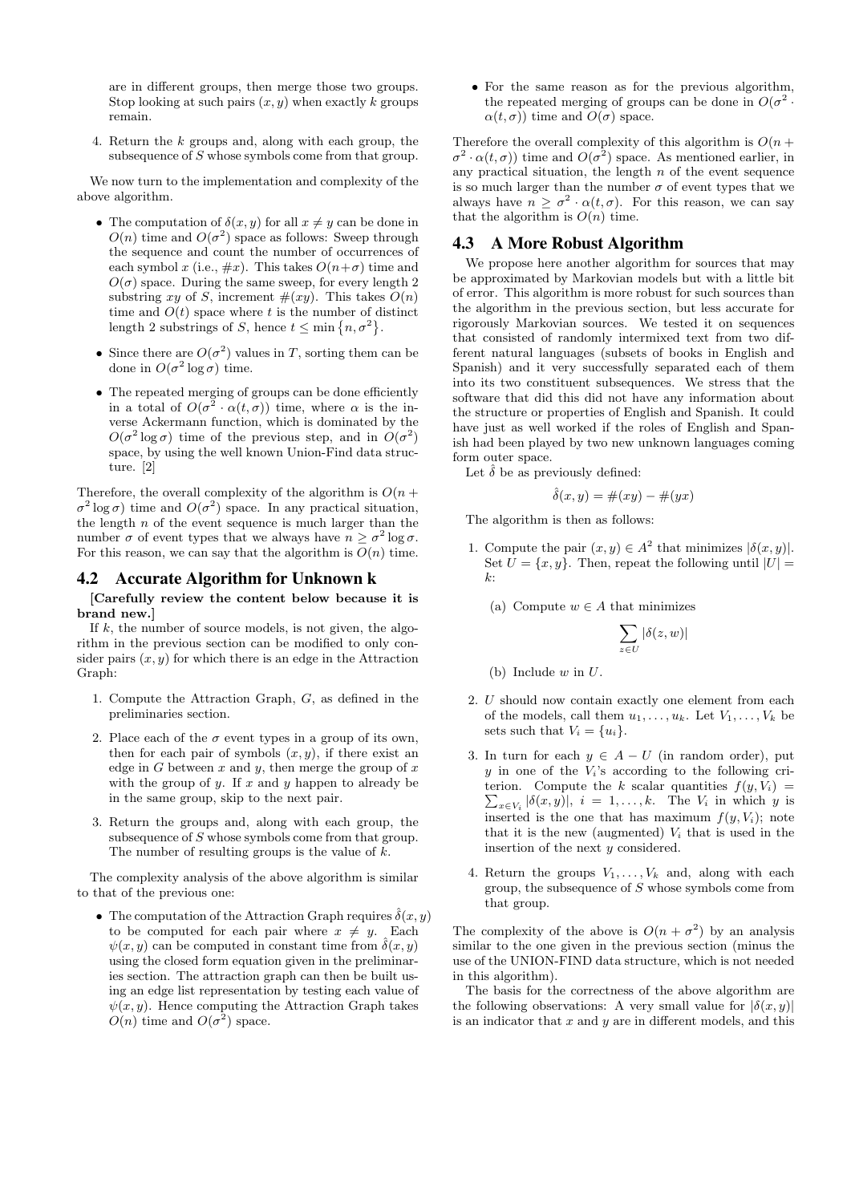are in different groups, then merge those two groups. Stop looking at such pairs $(x, y)$ when exactly $k$ groups remain.

4. Return the $k$ groups and, along with each group, the subsequence of $S$ whose symbols come from that group.

We now turn to the implementation and complexity of the above algorithm.

- The computation of $\delta(x, y)$ for all $x \neq y$ can be done in $O(n)$ time and $O(\sigma^2)$ space as follows: Sweep through the sequence and count the number of occurrences of each symbol $x$ (i.e., $\#x$). This takes $O(n+\sigma)$ time and $O(\sigma)$ space. During the same sweep, for every length 2 substring $xy$ of $S$, increment $\#(xy)$. This takes $O(n)$ time and $O(t)$ space where $t$ is the number of distinct length 2 substrings of $S$, hence $t \leq \min\{n, \sigma^2\}$.
- Since there are $O(\sigma^2)$ values in $T$, sorting them can be done in $O(\sigma^2 \log \sigma)$ time.
- The repeated merging of groups can be done efficiently in a total of $O(\sigma^2 \cdot \alpha(t, \sigma))$ time, where $\alpha$ is the inverse Ackermann function, which is dominated by the $O(\sigma^2 \log \sigma)$ time of the previous step, and in $O(\sigma^2)$ space, by using the well known Union-Find data structure. [2]

Therefore, the overall complexity of the algorithm is $O(n + \sigma^2 \log \sigma)$ time and $O(\sigma^2)$ space. In any practical situation, the length $n$ of the event sequence is much larger than the number $\sigma$ of event types that we always have $n \geq \sigma^2 \log \sigma$. For this reason, we can say that the algorithm is $O(n)$ time.

## 4.2 Accurate Algorithm for Unknown k

**[Carefully review the content below because it is brand new.]**

If $k$, the number of source models, is not given, the algorithm in the previous section can be modified to only consider pairs $(x, y)$ for which there is an edge in the Attraction Graph:

1. Compute the Attraction Graph, $G$, as defined in the preliminaries section.
2. Place each of the $\sigma$ event types in a group of its own, then for each pair of symbols $(x, y)$, if there exist an edge in $G$ between $x$ and $y$, then merge the group of $x$ with the group of $y$. If $x$ and $y$ happen to already be in the same group, skip to the next pair.
3. Return the groups and, along with each group, the subsequence of $S$ whose symbols come from that group. The number of resulting groups is the value of $k$.

The complexity analysis of the above algorithm is similar to that of the previous one:

- The computation of the Attraction Graph requires $\hat{\delta}(x, y)$ to be computed for each pair where $x \neq y$. Each $\psi(x, y)$ can be computed in constant time from $\hat{\delta}(x, y)$ using the closed form equation given in the preliminaries section. The attraction graph can then be built using an edge list representation by testing each value of $\psi(x, y)$. Hence computing the Attraction Graph takes $O(n)$ time and $O(\sigma^2)$ space.
- For the same reason as for the previous algorithm, the repeated merging of groups can be done in $O(\sigma^2 \cdot \alpha(t, \sigma))$ time and $O(\sigma)$ space.

Therefore the overall complexity of this algorithm is $O(n + \sigma^2 \cdot \alpha(t, \sigma))$ time and $O(\sigma^2)$ space. As mentioned earlier, in any practical situation, the length $n$ of the event sequence is so much larger than the number $\sigma$ of event types that we always have $n \geq \sigma^2 \cdot \alpha(t, \sigma)$. For this reason, we can say that the algorithm is $O(n)$ time.

## 4.3 A More Robust Algorithm

We propose here another algorithm for sources that may be approximated by Markovian models but with a little bit of error. This algorithm is more robust for such sources than the algorithm in the previous section, but less accurate for rigorously Markovian sources. We tested it on sequences that consisted of randomly intermixed text from two different natural languages (subsets of books in English and Spanish) and it very successfully separated each of them into its two constituent subsequences. We stress that the software that did this did not have any information about the structure or properties of English and Spanish. It could have just as well worked if the roles of English and Spanish had been played by two new unknown languages coming form outer space.

Let $\hat{\delta}$ be as previously defined:

$$\hat{\delta}(x, y) = \#(xy) - \#(yx)$$

The algorithm is then as follows:

1. Compute the pair $(x, y) \in A^2$ that minimizes $|\delta(x, y)|$. Set $U = \{x, y\}$. Then, repeat the following until $|U| = k$:
   (a) Compute $w \in A$ that minimizes
   $$\sum_{z \in U} |\delta(z, w)|$$
   (b) Include $w$ in $U$.
2. $U$ should now contain exactly one element from each of the models, call them $u_1, \ldots, u_k$. Let $V_1, \ldots, V_k$ be sets such that $V_i = \{u_i\}$.
3. In turn for each $y \in A - U$ (in random order), put $y$ in one of the $V_i$'s according to the following criterion. Compute the $k$ scalar quantities $f(y, V_i) = \sum_{x \in V_i} |\delta(x, y)|$, $i = 1, \ldots, k$. The $V_i$ in which $y$ is inserted is the one that has maximum $f(y, V_i)$; note that it is the new (augmented) $V_i$ that is used in the insertion of the next $y$ considered.
4. Return the groups $V_1, \ldots, V_k$ and, along with each group, the subsequence of $S$ whose symbols come from that group.

The complexity of the above is $O(n + \sigma^2)$ by an analysis similar to the one given in the previous section (minus the use of the UNION-FIND data structure, which is not needed in this algorithm).

The basis for the correctness of the above algorithm are the following observations: A very small value for $|\delta(x, y)|$ is an indicator that $x$ and $y$ are in different models, and this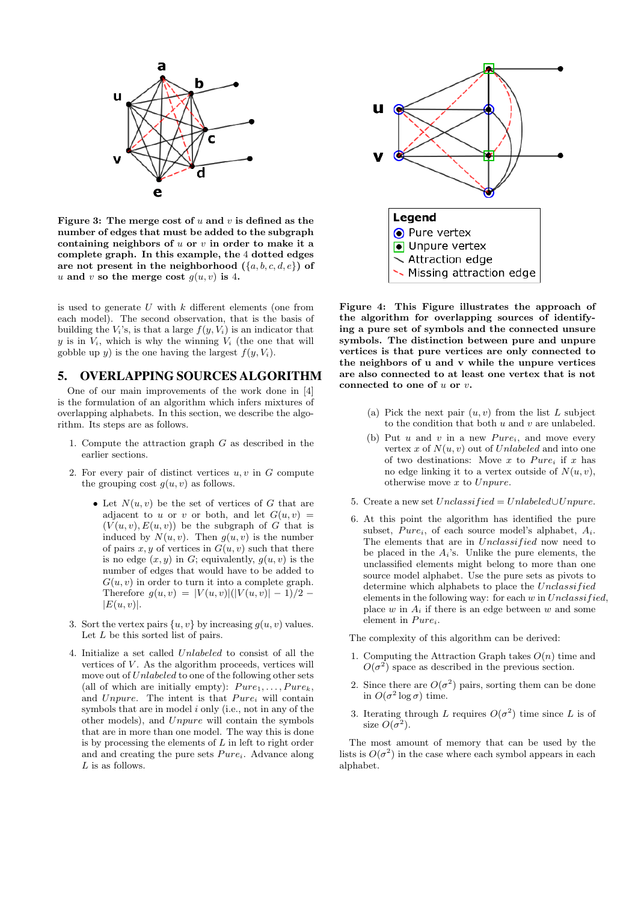**Figure 3: The merge cost of $u$ and $v$ is defined as the number of edges that must be added to the subgraph containing neighbors of $u$ or $v$ in order to make it a complete graph. In this example, the 4 dotted edges are not present in the neighborhood ($\{a, b, c, d, e\}$) of $u$ and $v$ so the merge cost $g(u, v)$ is 4.**

**Figure 4: This Figure illustrates the approach of the algorithm for overlapping sources of identifying a pure set of symbols and the connected unsure symbols. The distinction between pure and unpure vertices is that pure vertices are only connected to the neighbors of u and v while the unpure vertices are also connected to at least one vertex that is not connected to one of $u$ or $v$.**

is used to generate $U$ with $k$ different elements (one from each model). The second observation, that is the basis of building the $V_i$'s, is that a large $f(y, V_i)$ is an indicator that $y$ is in $V_i$, which is why the winning $V_i$ (the one that will gobble up $y$) is the one having the largest $f(y, V_i)$.

## 5. OVERLAPPING SOURCES ALGORITHM

One of our main improvements of the work done in [4] is the formulation of an algorithm which infers mixtures of overlapping alphabets. In this section, we describe the algorithm. Its steps are as follows.

1. Compute the attraction graph $G$ as described in the earlier sections.
2. For every pair of distinct vertices $u, v$ in $G$ compute the grouping cost $g(u, v)$ as follows.
   - Let $N(u, v)$ be the set of vertices of $G$ that are adjacent to $u$ or $v$ or both, and let $G(u, v) = (V(u, v), E(u, v))$ be the subgraph of $G$ that is induced by $N(u, v)$. Then $g(u, v)$ is the number of pairs $x, y$ of vertices in $G(u, v)$ such that there is no edge $(x, y)$ in $G$; equivalently, $g(u, v)$ is the number of edges that would have to be added to $G(u, v)$ in order to turn it into a complete graph. Therefore $g(u, v) = |V(u, v)|(|V(u, v)| - 1)/2 - |E(u, v)|$.
3. Sort the vertex pairs $\{u, v\}$ by increasing $g(u, v)$ values. Let $L$ be this sorted list of pairs.
4. Initialize a set called *Unlabeled* to consist of all the vertices of $V$. As the algorithm proceeds, vertices will move out of *Unlabeled* to one of the following other sets (all of which are initially empty): $Pure_1, \ldots, Pure_k$, and *Unpure*. The intent is that $Pure_i$ will contain symbols that are in model $i$ only (i.e., not in any of the other models), and *Unpure* will contain the symbols that are in more than one model. The way this is done is by processing the elements of $L$ in left to right order and and creating the pure sets $Pure_i$. Advance along $L$ is as follows.
   (a) Pick the next pair $(u, v)$ from the list $L$ subject to the condition that both $u$ and $v$ are unlabeled.
   (b) Put $u$ and $v$ in a new $Pure_i$, and move every vertex $x$ of $N(u, v)$ out of *Unlabeled* and into one of two destinations: Move $x$ to $Pure_i$ if $x$ has no edge linking it to a vertex outside of $N(u, v)$, otherwise move $x$ to *Unpure*.
5. Create a new set *Unclassified* = *Unlabeled* $\cup$ *Unpure*.
6. At this point the algorithm has identified the pure subset, $Pure_i$, of each source model's alphabet, $A_i$. The elements that are in *Unclassified* now need to be placed in the $A_i$'s. Unlike the pure elements, the unclassified elements might belong to more than one source model alphabet. Use the pure sets as pivots to determine which alphabets to place the *Unclassified* elements in the following way: for each $w$ in *Unclassified*, place $w$ in $A_i$ if there is an edge between $w$ and some element in $Pure_i$.

The complexity of this algorithm can be derived:

1. Computing the Attraction Graph takes $O(n)$ time and $O(\sigma^2)$ space as described in the previous section.
2. Since there are $O(\sigma^2)$ pairs, sorting them can be done in $O(\sigma^2 \log \sigma)$ time.
3. Iterating through $L$ requires $O(\sigma^2)$ time since $L$ is of size $O(\sigma^2)$.

The most amount of memory that can be used by the lists is $O(\sigma^2)$ in the case where each symbol appears in each alphabet.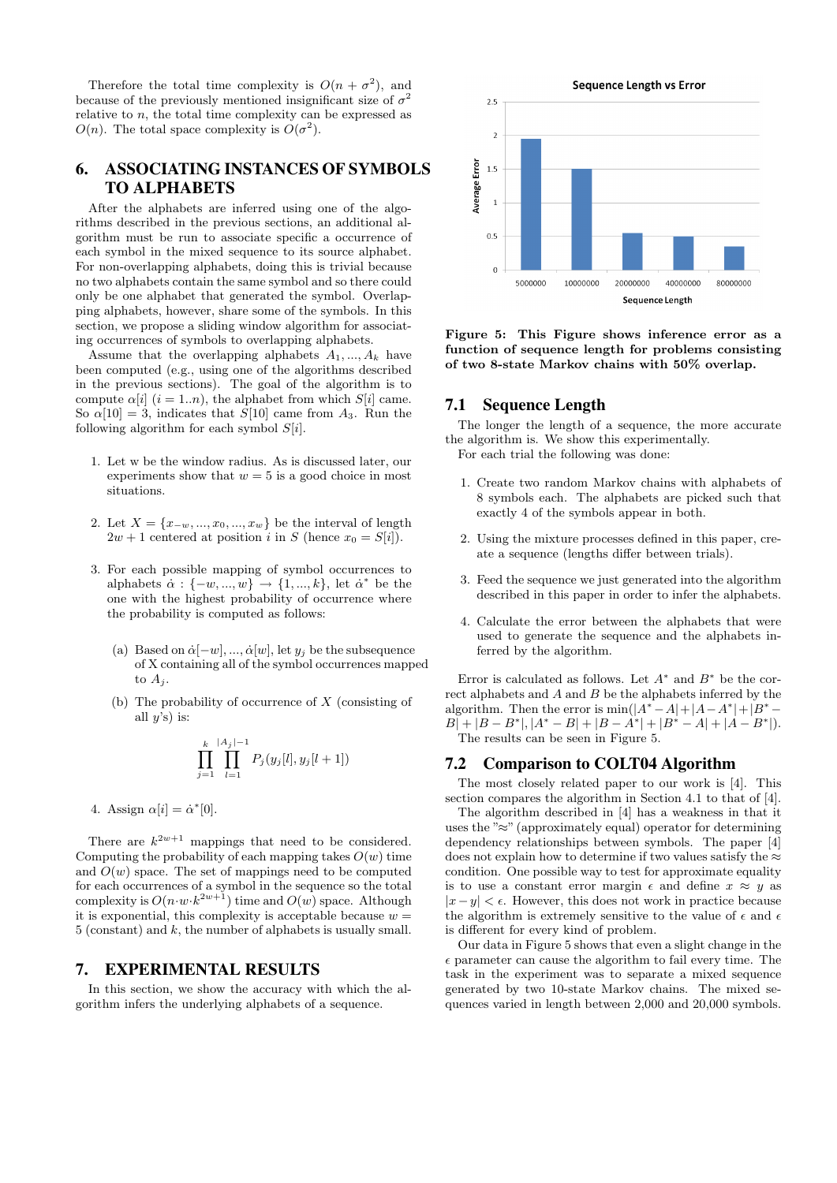Therefore the total time complexity is $O(n + \sigma^2)$, and because of the previously mentioned insignificant size of $\sigma^2$ relative to $n$, the total time complexity can be expressed as $O(n)$. The total space complexity is $O(\sigma^2)$.

# 6. ASSOCIATING INSTANCES OF SYMBOLS TO ALPHABETS

After the alphabets are inferred using one of the algorithms described in the previous sections, an additional algorithm must be run to associate specific a occurrence of each symbol in the mixed sequence to its source alphabet. For non-overlapping alphabets, doing this is trivial because no two alphabets contain the same symbol and so there could only be one alphabet that generated the symbol. Overlapping alphabets, however, share some of the symbols. In this section, we propose a sliding window algorithm for associating occurrences of symbols to overlapping alphabets.

Assume that the overlapping alphabets $A_1, ..., A_k$ have been computed (e.g., using one of the algorithms described in the previous sections). The goal of the algorithm is to compute $\alpha[i]$ $(i = 1..n)$, the alphabet from which $S[i]$ came. So $\alpha[10] = 3$, indicates that $S[10]$ came from $A_3$. Run the following algorithm for each symbol $S[i]$.

1. Let w be the window radius. As is discussed later, our experiments show that $w = 5$ is a good choice in most situations.

2. Let $X = \{x_{-w}, ..., x_0, ..., x_w\}$ be the interval of length $2w + 1$ centered at position $i$ in $S$ (hence $x_0 = S[i]$).

3. For each possible mapping of symbol occurrences to alphabets $\dot{\alpha} : \{-w, ..., w\} \rightarrow \{1, ..., k\}$, let $\dot{\alpha}^*$ be the one with the highest probability of occurrence where the probability is computed as follows:

   (a) Based on $\dot{\alpha}[-w], ..., \dot{\alpha}[w]$, let $y_j$ be the subsequence of X containing all of the symbol occurrences mapped to $A_j$.

   (b) The probability of occurrence of $X$ (consisting of all $y$'s) is:

$$\prod_{j=1}^{k} \prod_{l=1}^{|A_j|-1} P_j(y_j[l], y_j[l+1])$$

4. Assign $\alpha[i] = \dot{\alpha}^*[0]$.

There are $k^{2w+1}$ mappings that need to be considered. Computing the probability of each mapping takes $O(w)$ time and $O(w)$ space. The set of mappings need to be computed for each occurrences of a symbol in the sequence so the total complexity is $O(n \cdot w \cdot k^{2w+1})$ time and $O(w)$ space. Although it is exponential, this complexity is acceptable because $w = 5$ (constant) and $k$, the number of alphabets is usually small.

# 7. EXPERIMENTAL RESULTS

In this section, we show the accuracy with which the algorithm infers the underlying alphabets of a sequence.

**Figure 5: This Figure shows inference error as a function of sequence length for problems consisting of two 8-state Markov chains with 50% overlap.**

## 7.1 Sequence Length

The longer the length of a sequence, the more accurate the algorithm is. We show this experimentally.

For each trial the following was done:

1. Create two random Markov chains with alphabets of 8 symbols each. The alphabets are picked such that exactly 4 of the symbols appear in both.

2. Using the mixture processes defined in this paper, create a sequence (lengths differ between trials).

3. Feed the sequence we just generated into the algorithm described in this paper in order to infer the alphabets.

4. Calculate the error between the alphabets that were used to generate the sequence and the alphabets inferred by the algorithm.

Error is calculated as follows. Let $A^*$ and $B^*$ be the correct alphabets and $A$ and $B$ be the alphabets inferred by the algorithm. Then the error is $\min(|A^* - A| + |A - A^*| + |B^* - B| + |B - B^*|, |A^* - B| + |B - A^*| + |B^* - A| + |A - B^*|)$.

The results can be seen in Figure 5.

## 7.2 Comparison to COLT04 Algorithm

The most closely related paper to our work is [4]. This section compares the algorithm in Section 4.1 to that of [4].

The algorithm described in [4] has a weakness in that it uses the "≈" (approximately equal) operator for determining dependency relationships between symbols. The paper [4] does not explain how to determine if two values satisfy the ≈ condition. One possible way to test for approximate equality is to use a constant error margin $\epsilon$ and define $x \approx y$ as $|x - y| < \epsilon$. However, this does not work in practice because the algorithm is extremely sensitive to the value of $\epsilon$ and $\epsilon$ is different for every kind of problem.

Our data in Figure 5 shows that even a slight change in the $\epsilon$ parameter can cause the algorithm to fail every time. The task in the experiment was to separate a mixed sequence generated by two 10-state Markov chains. The mixed sequences varied in length between 2,000 and 20,000 symbols.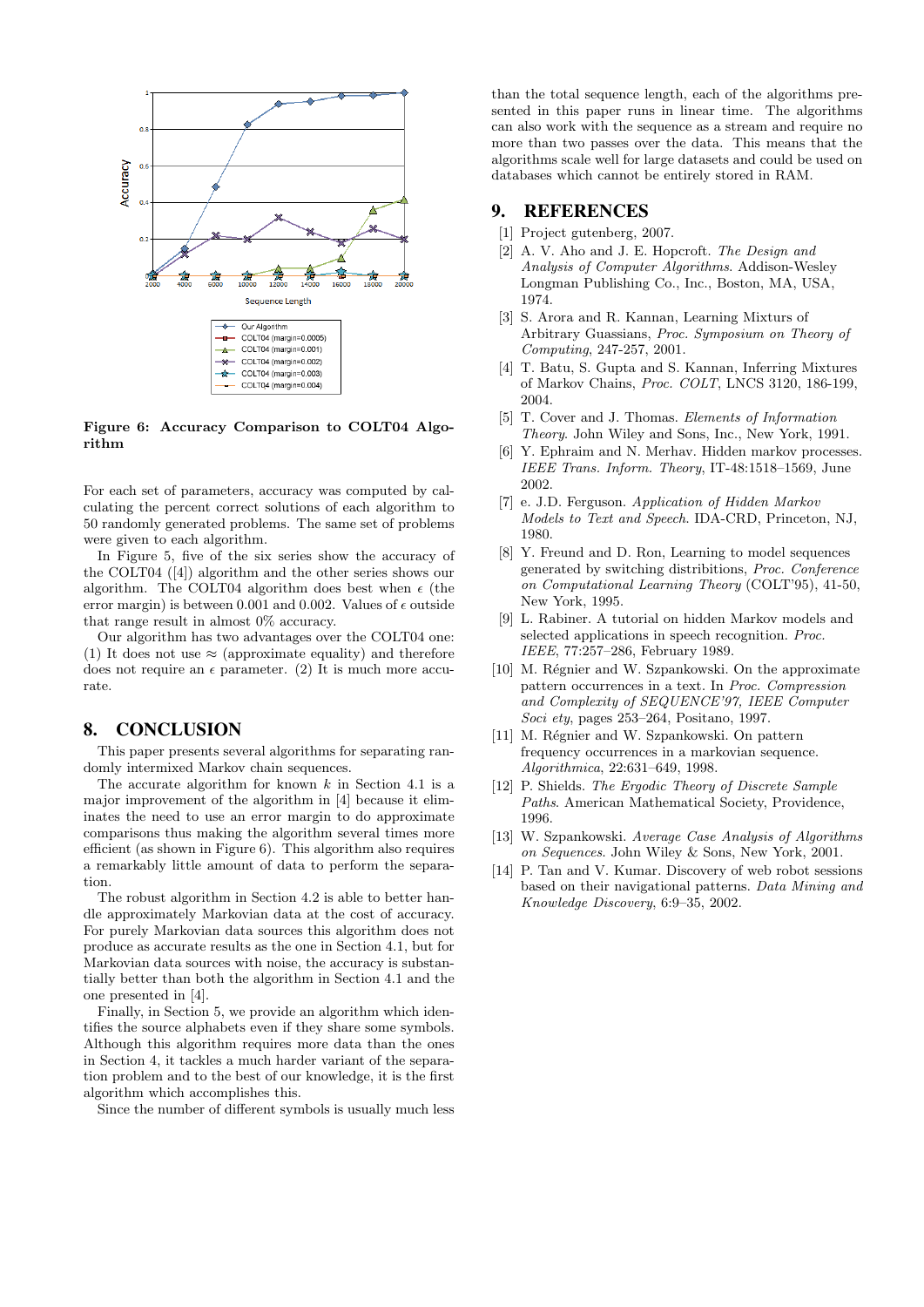Accuracy

1

0.8

0.6

0.4

0.2

0

2000 4000 6000 10000 12000 14000 16000 18000 20000

Sequence Length

Our Algorithm
COLT04 (margin=0.0005)
COLT04 (margin=0.001)
COLT04 (margin=0.002)
COLT04 (margin=0.003)
COLT04 (margin=0.004)

**Figure 6: Accuracy Comparison to COLT04 Algorithm**

For each set of parameters, accuracy was computed by calculating the percent correct solutions of each algorithm to 50 randomly generated problems. The same set of problems were given to each algorithm.

In Figure 5, five of the six series show the accuracy of the COLT04 ([4]) algorithm and the other series shows our algorithm. The COLT04 algorithm does best when $\epsilon$ (the error margin) is between 0.001 and 0.002. Values of $\epsilon$ outside that range result in almost 0% accuracy.

Our algorithm has two advantages over the COLT04 one: (1) It does not use $\approx$ (approximate equality) and therefore does not require an $\epsilon$ parameter. (2) It is much more accurate.

## 8. CONCLUSION

This paper presents several algorithms for separating randomly intermixed Markov chain sequences.

The accurate algorithm for known $k$ in Section 4.1 is a major improvement of the algorithm in [4] because it eliminates the need to use an error margin to do approximate comparisons thus making the algorithm several times more efficient (as shown in Figure 6). This algorithm also requires a remarkably little amount of data to perform the separation.

The robust algorithm in Section 4.2 is able to better handle approximately Markovian data at the cost of accuracy. For purely Markovian data sources this algorithm does not produce as accurate results as the one in Section 4.1, but for Markovian data sources with noise, the accuracy is substantially better than both the algorithm in Section 4.1 and the one presented in [4].

Finally, in Section 5, we provide an algorithm which identifies the source alphabets even if they share some symbols. Although this algorithm requires more data than the ones in Section 4, it tackles a much harder variant of the separation problem and to the best of our knowledge, it is the first algorithm which accomplishes this.

Since the number of different symbols is usually much less than the total sequence length, each of the algorithms presented in this paper runs in linear time. The algorithms can also work with the sequence as a stream and require no more than two passes over the data. This means that the algorithms scale well for large datasets and could be used on databases which cannot be entirely stored in RAM.

## 9. REFERENCES

[1] Project gutenberg, 2007.

[2] A. V. Aho and J. E. Hopcroft. *The Design and Analysis of Computer Algorithms*. Addison-Wesley Longman Publishing Co., Inc., Boston, MA, USA, 1974.

[3] S. Arora and R. Kannan, Learning Mixturs of Arbitrary Guassians, *Proc. Symposium on Theory of Computing*, 247-257, 2001.

[4] T. Batu, S. Gupta and S. Kannan, Inferring Mixtures of Markov Chains, *Proc. COLT*, LNCS 3120, 186-199, 2004.

[5] T. Cover and J. Thomas. *Elements of Information Theory*. John Wiley and Sons, Inc., New York, 1991.

[6] Y. Ephraim and N. Merhav. Hidden markov processes. *IEEE Trans. Inform. Theory*, IT-48:1518–1569, June 2002.

[7] e. J.D. Ferguson. *Application of Hidden Markov Models to Text and Speech*. IDA-CRD, Princeton, NJ, 1980.

[8] Y. Freund and D. Ron, Learning to model sequences generated by switching distribitions, *Proc. Conference on Computational Learning Theory* (COLT'95), 41-50, New York, 1995.

[9] L. Rabiner. A tutorial on hidden Markov models and selected applications in speech recognition. *Proc. IEEE*, 77:257–286, February 1989.

[10] M. Régnier and W. Szpankowski. On the approximate pattern occurrences in a text. In *Proc. Compression and Complexity of SEQUENCE'97, IEEE Computer Soci ety*, pages 253–264, Positano, 1997.

[11] M. Régnier and W. Szpankowski. On pattern frequency occurrences in a markovian sequence. *Algorithmica*, 22:631–649, 1998.

[12] P. Shields. *The Ergodic Theory of Discrete Sample Paths*. American Mathematical Society, Providence, 1996.

[13] W. Szpankowski. *Average Case Analysis of Algorithms on Sequences*. John Wiley & Sons, New York, 2001.

[14] P. Tan and V. Kumar. Discovery of web robot sessions based on their navigational patterns. *Data Mining and Knowledge Discovery*, 6:9–35, 2002.